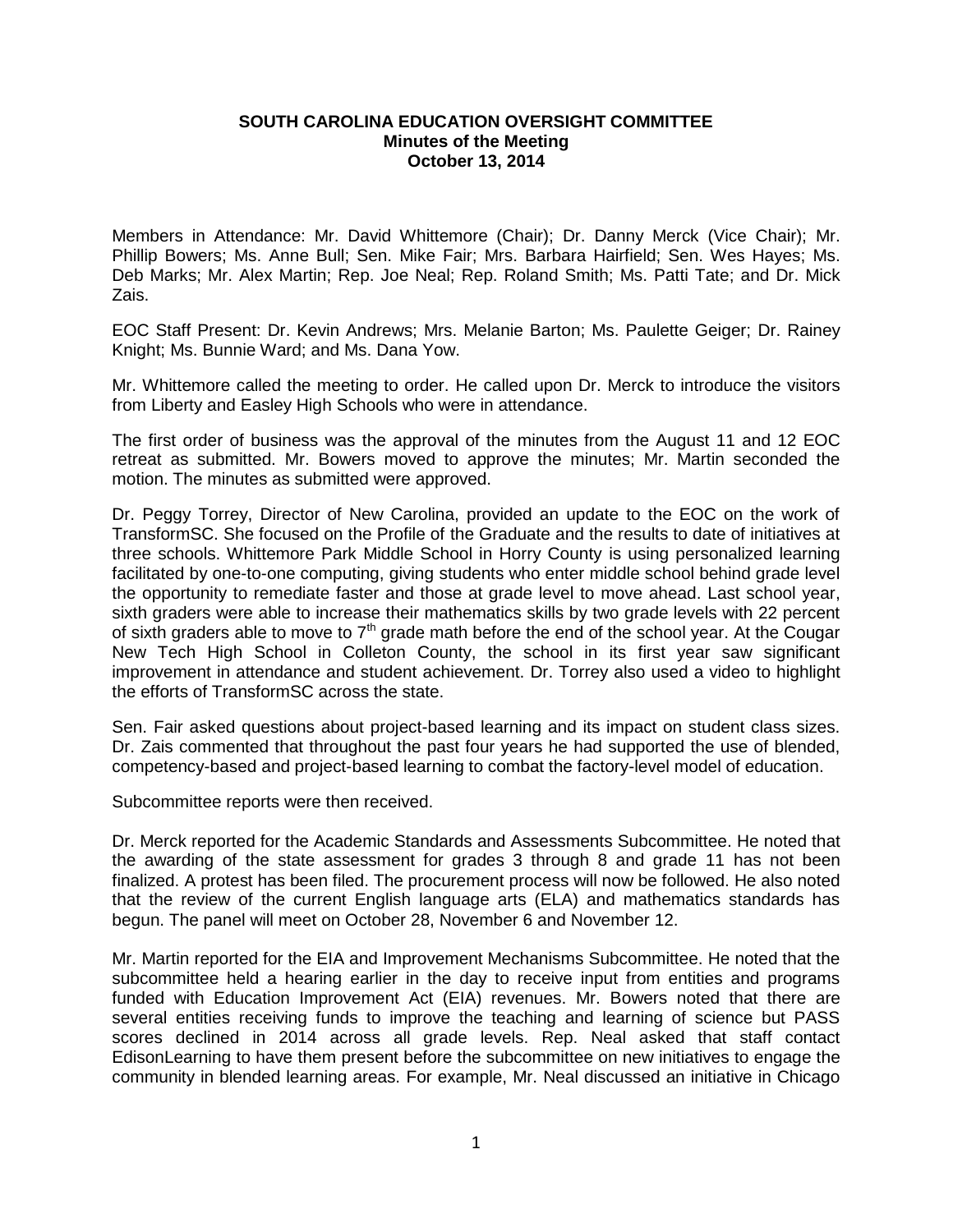**SOUTH CAROLINA EDUCATION OVERSIGHT COMMITTEE**
**Minutes of the Meeting**
**October 13, 2014**

Members in Attendance: Mr. David Whittemore (Chair); Dr. Danny Merck (Vice Chair); Mr. Phillip Bowers; Ms. Anne Bull; Sen. Mike Fair; Mrs. Barbara Hairfield; Sen. Wes Hayes; Ms. Deb Marks; Mr. Alex Martin; Rep. Joe Neal; Rep. Roland Smith; Ms. Patti Tate; and Dr. Mick Zais.

EOC Staff Present: Dr. Kevin Andrews; Mrs. Melanie Barton; Ms. Paulette Geiger; Dr. Rainey Knight; Ms. Bunnie Ward; and Ms. Dana Yow.

Mr. Whittemore called the meeting to order. He called upon Dr. Merck to introduce the visitors from Liberty and Easley High Schools who were in attendance.

The first order of business was the approval of the minutes from the August 11 and 12 EOC retreat as submitted. Mr. Bowers moved to approve the minutes; Mr. Martin seconded the motion. The minutes as submitted were approved.

Dr. Peggy Torrey, Director of New Carolina, provided an update to the EOC on the work of TransformSC. She focused on the Profile of the Graduate and the results to date of initiatives at three schools. Whittemore Park Middle School in Horry County is using personalized learning facilitated by one-to-one computing, giving students who enter middle school behind grade level the opportunity to remediate faster and those at grade level to move ahead. Last school year, sixth graders were able to increase their mathematics skills by two grade levels with 22 percent of sixth graders able to move to 7th grade math before the end of the school year. At the Cougar New Tech High School in Colleton County, the school in its first year saw significant improvement in attendance and student achievement. Dr. Torrey also used a video to highlight the efforts of TransformSC across the state.

Sen. Fair asked questions about project-based learning and its impact on student class sizes. Dr. Zais commented that throughout the past four years he had supported the use of blended, competency-based and project-based learning to combat the factory-level model of education.

Subcommittee reports were then received.

Dr. Merck reported for the Academic Standards and Assessments Subcommittee. He noted that the awarding of the state assessment for grades 3 through 8 and grade 11 has not been finalized. A protest has been filed. The procurement process will now be followed. He also noted that the review of the current English language arts (ELA) and mathematics standards has begun. The panel will meet on October 28, November 6 and November 12.

Mr. Martin reported for the EIA and Improvement Mechanisms Subcommittee. He noted that the subcommittee held a hearing earlier in the day to receive input from entities and programs funded with Education Improvement Act (EIA) revenues. Mr. Bowers noted that there are several entities receiving funds to improve the teaching and learning of science but PASS scores declined in 2014 across all grade levels. Rep. Neal asked that staff contact EdisonLearning to have them present before the subcommittee on new initiatives to engage the community in blended learning areas. For example, Mr. Neal discussed an initiative in Chicago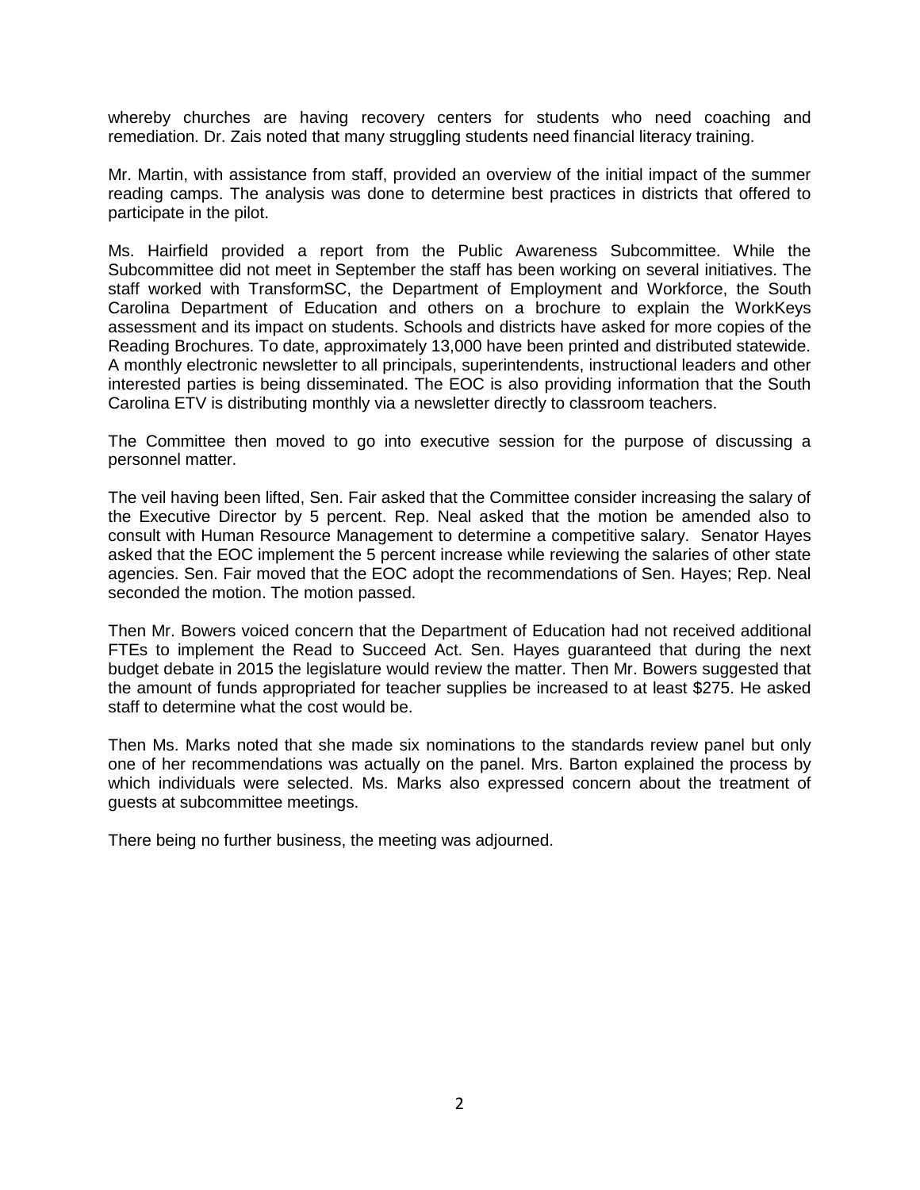whereby churches are having recovery centers for students who need coaching and remediation. Dr. Zais noted that many struggling students need financial literacy training.

Mr. Martin, with assistance from staff, provided an overview of the initial impact of the summer reading camps. The analysis was done to determine best practices in districts that offered to participate in the pilot.

Ms. Hairfield provided a report from the Public Awareness Subcommittee. While the Subcommittee did not meet in September the staff has been working on several initiatives. The staff worked with TransformSC, the Department of Employment and Workforce, the South Carolina Department of Education and others on a brochure to explain the WorkKeys assessment and its impact on students. Schools and districts have asked for more copies of the Reading Brochures. To date, approximately 13,000 have been printed and distributed statewide. A monthly electronic newsletter to all principals, superintendents, instructional leaders and other interested parties is being disseminated. The EOC is also providing information that the South Carolina ETV is distributing monthly via a newsletter directly to classroom teachers.

The Committee then moved to go into executive session for the purpose of discussing a personnel matter.

The veil having been lifted, Sen. Fair asked that the Committee consider increasing the salary of the Executive Director by 5 percent. Rep. Neal asked that the motion be amended also to consult with Human Resource Management to determine a competitive salary. Senator Hayes asked that the EOC implement the 5 percent increase while reviewing the salaries of other state agencies. Sen. Fair moved that the EOC adopt the recommendations of Sen. Hayes; Rep. Neal seconded the motion. The motion passed.

Then Mr. Bowers voiced concern that the Department of Education had not received additional FTEs to implement the Read to Succeed Act. Sen. Hayes guaranteed that during the next budget debate in 2015 the legislature would review the matter. Then Mr. Bowers suggested that the amount of funds appropriated for teacher supplies be increased to at least $275. He asked staff to determine what the cost would be.

Then Ms. Marks noted that she made six nominations to the standards review panel but only one of her recommendations was actually on the panel. Mrs. Barton explained the process by which individuals were selected. Ms. Marks also expressed concern about the treatment of guests at subcommittee meetings.

There being no further business, the meeting was adjourned.